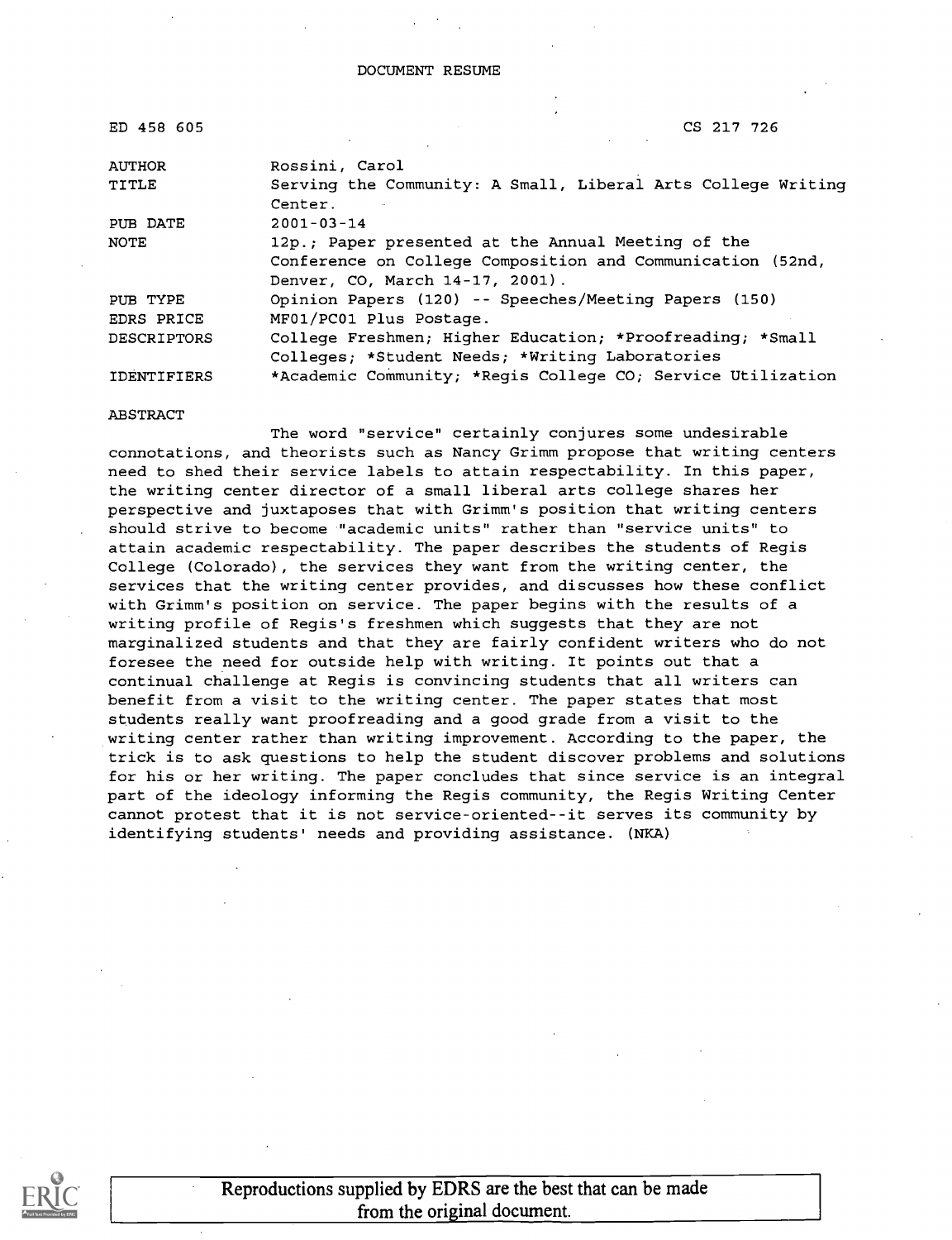DOCUMENT RESUME

| | | |
|---|---|---|
| ED 458 605 | | CS 217 726 |

| | |
|---|---|
| AUTHOR | Rossini, Carol |
| TITLE | Serving the Community: A Small, Liberal Arts College Writing Center. |
| PUB DATE | 2001-03-14 |
| NOTE | 12p.; Paper presented at the Annual Meeting of the Conference on College Composition and Communication (52nd, Denver, CO, March 14-17, 2001). |
| PUB TYPE | Opinion Papers (120) -- Speeches/Meeting Papers (150) |
| EDRS PRICE | MF01/PC01 Plus Postage. |
| DESCRIPTORS | College Freshmen; Higher Education; *Proofreading; *Small Colleges; *Student Needs; *Writing Laboratories |
| IDENTIFIERS | *Academic Community; *Regis College CO; Service Utilization |

ABSTRACT

The word "service" certainly conjures some undesirable connotations, and theorists such as Nancy Grimm propose that writing centers need to shed their service labels to attain respectability. In this paper, the writing center director of a small liberal arts college shares her perspective and juxtaposes that with Grimm's position that writing centers should strive to become "academic units" rather than "service units" to attain academic respectability. The paper describes the students of Regis College (Colorado), the services they want from the writing center, the services that the writing center provides, and discusses how these conflict with Grimm's position on service. The paper begins with the results of a writing profile of Regis's freshmen which suggests that they are not marginalized students and that they are fairly confident writers who do not foresee the need for outside help with writing. It points out that a continual challenge at Regis is convincing students that all writers can benefit from a visit to the writing center. The paper states that most students really want proofreading and a good grade from a visit to the writing center rather than writing improvement. According to the paper, the trick is to ask questions to help the student discover problems and solutions for his or her writing. The paper concludes that since service is an integral part of the ideology informing the Regis community, the Regis Writing Center cannot protest that it is not service-oriented--it serves its community by identifying students' needs and providing assistance. (NKA)

Reproductions supplied by EDRS are the best that can be made from the original document.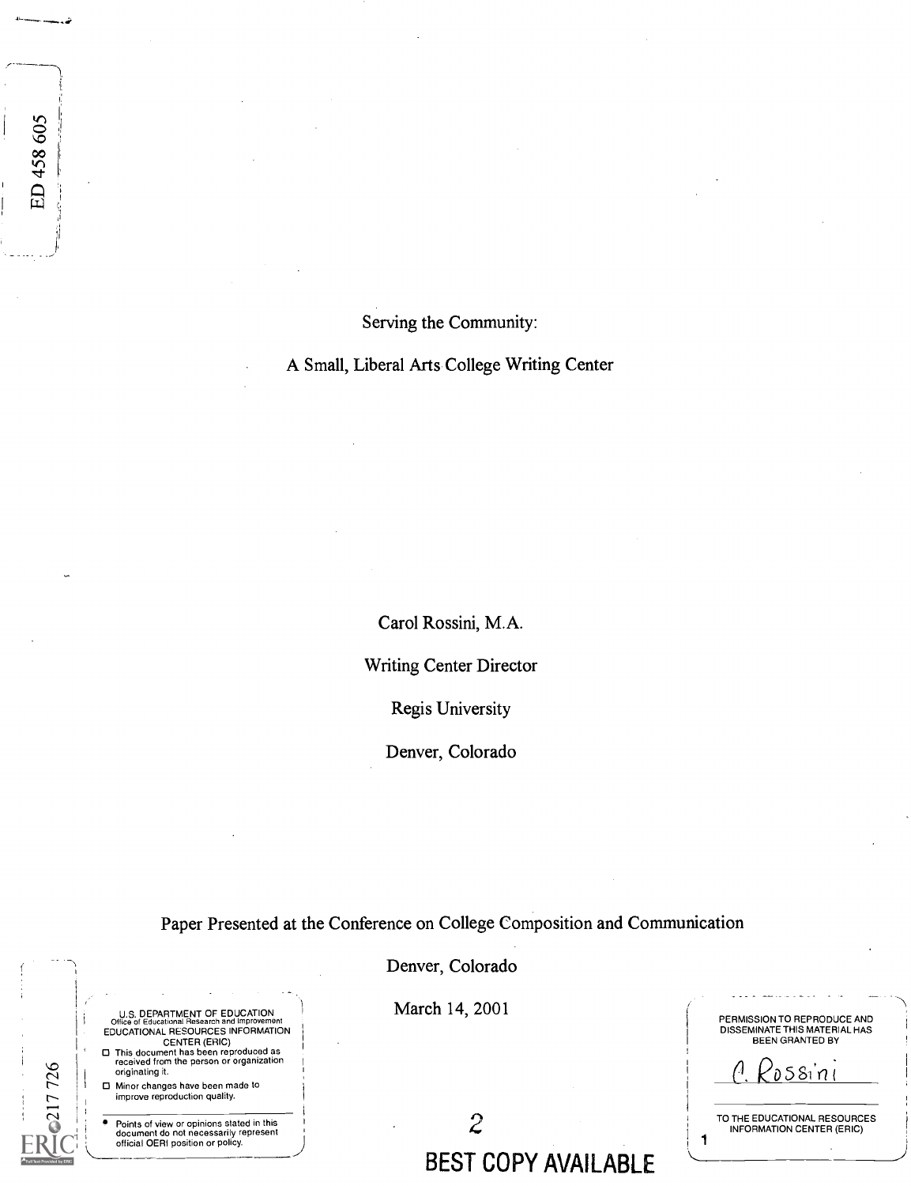ED 458 605

Serving the Community:

A Small, Liberal Arts College Writing Center

Carol Rossini, M.A.

Writing Center Director

Regis University

Denver, Colorado

Paper Presented at the Conference on College Composition and Communication

Denver, Colorado

March 14, 2001

U.S. DEPARTMENT OF EDUCATION
Office of Educational Research and Improvement
EDUCATIONAL RESOURCES INFORMATION CENTER (ERIC)

- This document has been reproduced as received from the person or organization originating it.
- Minor changes have been made to improve reproduction quality.

- Points of view or opinions stated in this document do not necessarily represent official OERI position or policy.

PERMISSION TO REPRODUCE AND DISSEMINATE THIS MATERIAL HAS BEEN GRANTED BY

C. Rossini

TO THE EDUCATIONAL RESOURCES INFORMATION CENTER (ERIC)

CS 217 726

BEST COPY AVAILABLE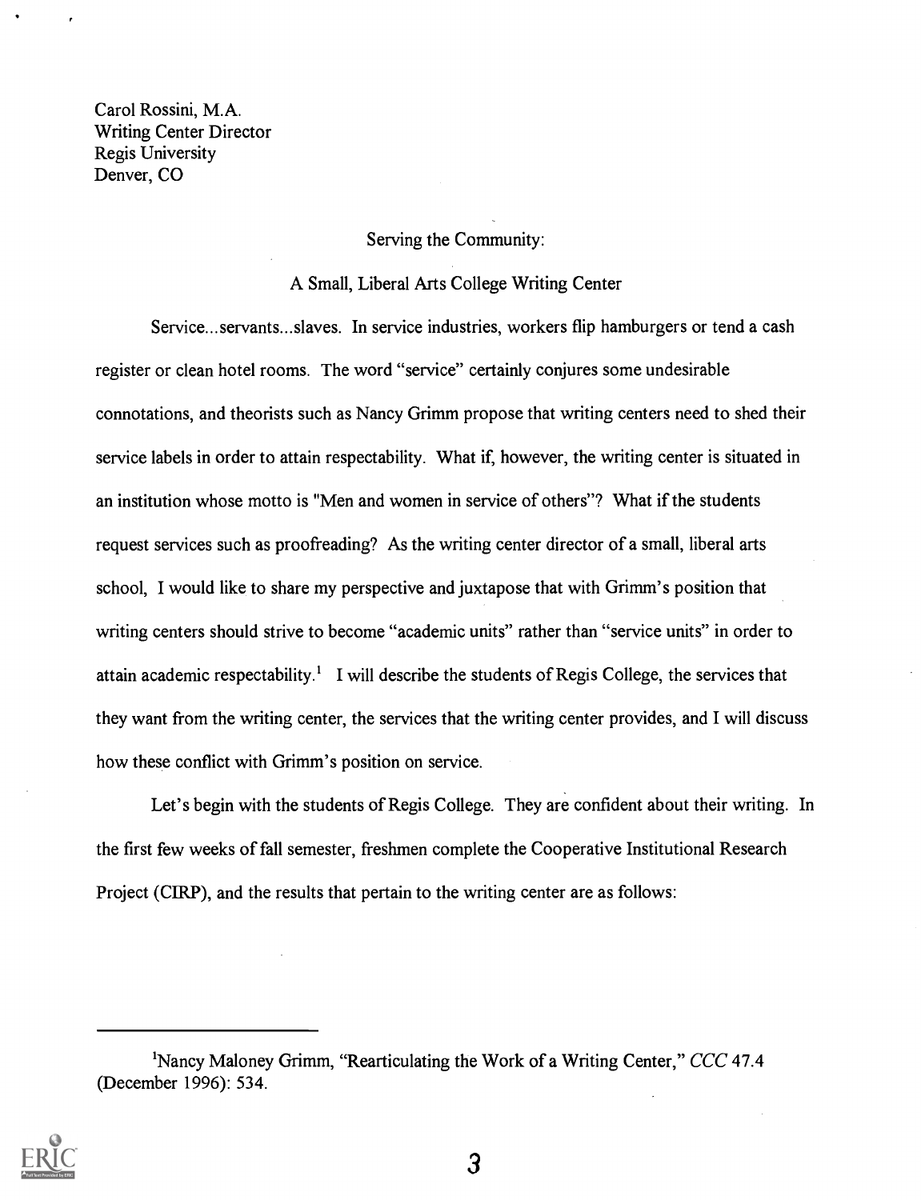Carol Rossini, M.A.
Writing Center Director
Regis University
Denver, CO

## Serving the Community:

## A Small, Liberal Arts College Writing Center

Service...servants...slaves. In service industries, workers flip hamburgers or tend a cash register or clean hotel rooms. The word "service" certainly conjures some undesirable connotations, and theorists such as Nancy Grimm propose that writing centers need to shed their service labels in order to attain respectability. What if, however, the writing center is situated in an institution whose motto is "Men and women in service of others"? What if the students request services such as proofreading? As the writing center director of a small, liberal arts school, I would like to share my perspective and juxtapose that with Grimm's position that writing centers should strive to become "academic units" rather than "service units" in order to attain academic respectability.[1] I will describe the students of Regis College, the services that they want from the writing center, the services that the writing center provides, and I will discuss how these conflict with Grimm's position on service.

Let's begin with the students of Regis College. They are confident about their writing. In the first few weeks of fall semester, freshmen complete the Cooperative Institutional Research Project (CIRP), and the results that pertain to the writing center are as follows:

---

[1] Nancy Maloney Grimm, "Rearticulating the Work of a Writing Center," *CCC* 47.4 (December 1996): 534.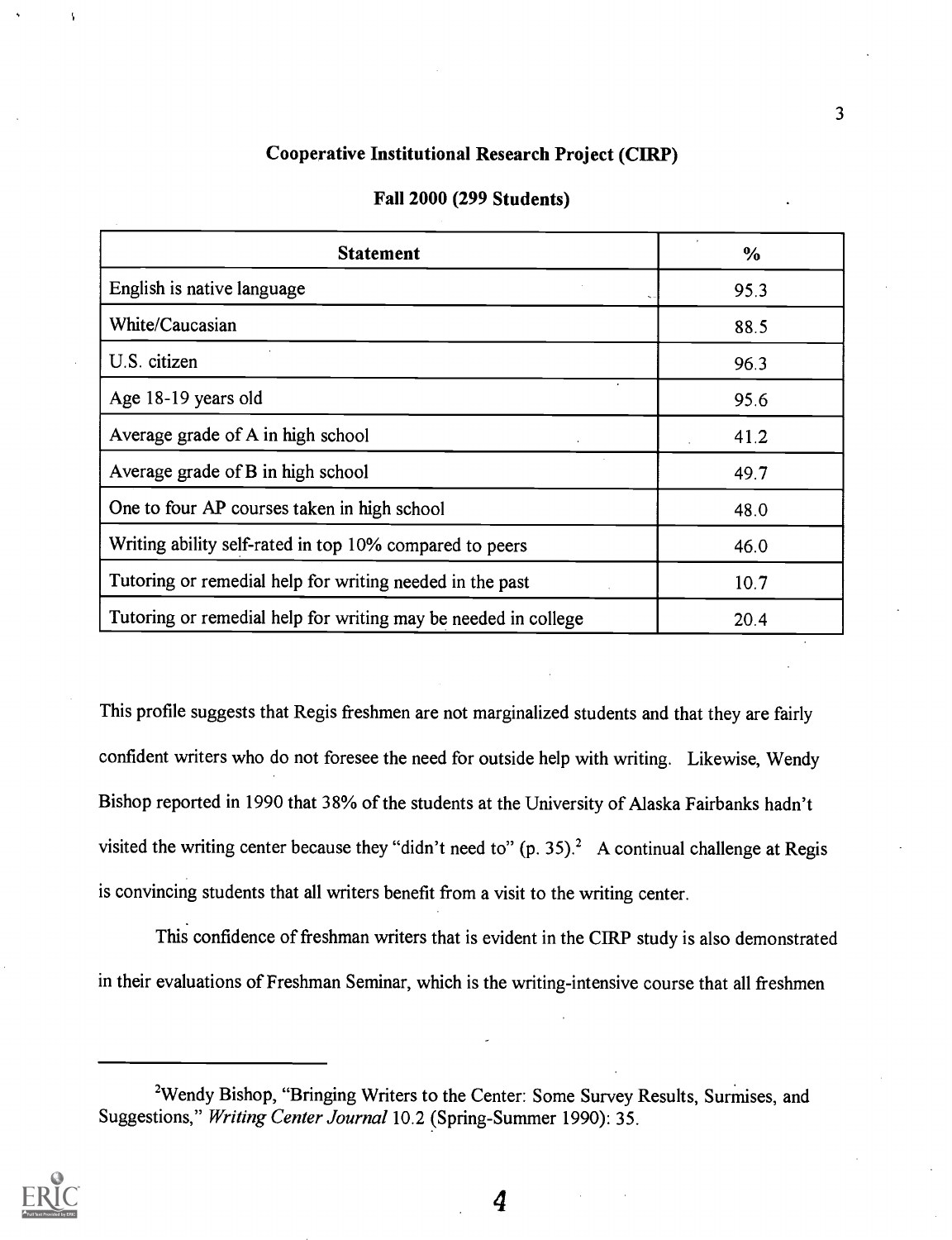**Cooperative Institutional Research Project (CIRP)**

**Fall 2000 (299 Students)**

| Statement | % |
| --- | --- |
| English is native language | 95.3 |
| White/Caucasian | 88.5 |
| U.S. citizen | 96.3 |
| Age 18-19 years old | 95.6 |
| Average grade of A in high school | 41.2 |
| Average grade of B in high school | 49.7 |
| One to four AP courses taken in high school | 48.0 |
| Writing ability self-rated in top 10% compared to peers | 46.0 |
| Tutoring or remedial help for writing needed in the past | 10.7 |
| Tutoring or remedial help for writing may be needed in college | 20.4 |

This profile suggests that Regis freshmen are not marginalized students and that they are fairly confident writers who do not foresee the need for outside help with writing. Likewise, Wendy Bishop reported in 1990 that 38% of the students at the University of Alaska Fairbanks hadn't visited the writing center because they "didn't need to" (p. 35).[2] A continual challenge at Regis is convincing students that all writers benefit from a visit to the writing center.

This confidence of freshman writers that is evident in the CIRP study is also demonstrated in their evaluations of Freshman Seminar, which is the writing-intensive course that all freshmen

---

[2]Wendy Bishop, "Bringing Writers to the Center: Some Survey Results, Surmises, and Suggestions," *Writing Center Journal* 10.2 (Spring-Summer 1990): 35.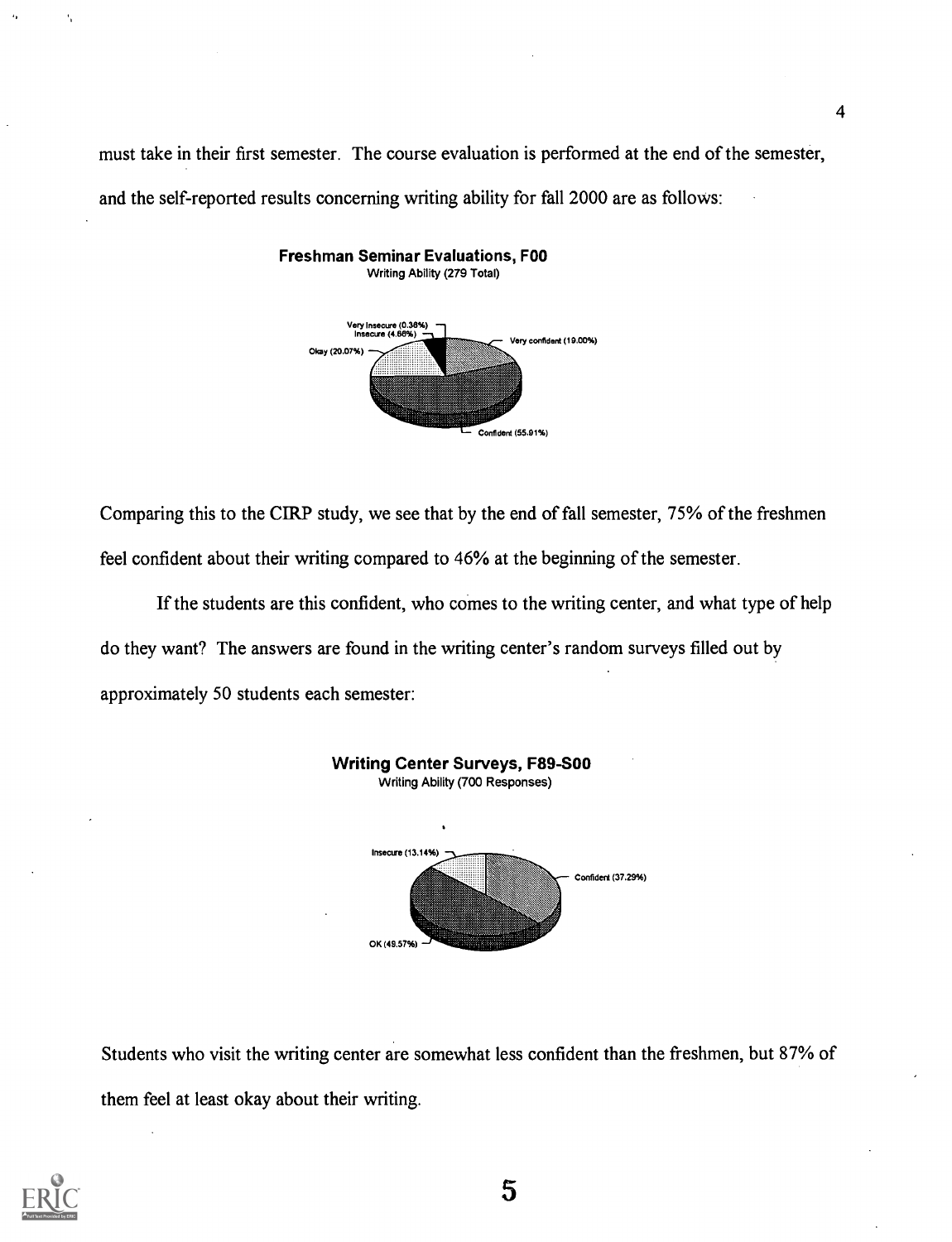must take in their first semester. The course evaluation is performed at the end of the semester, and the self-reported results concerning writing ability for fall 2000 are as follows:

**Freshman Seminar Evaluations, F00**
Writing Ability (279 Total)

Very Insecure (0.36%)
Insecure (4.66%)
Very confident (19.00%)
Okay (20.07%)
Confident (55.91%)

Comparing this to the CIRP study, we see that by the end of fall semester, 75% of the freshmen feel confident about their writing compared to 46% at the beginning of the semester.

If the students are this confident, who comes to the writing center, and what type of help do they want? The answers are found in the writing center's random surveys filled out by approximately 50 students each semester:

**Writing Center Surveys, F89-S00**
Writing Ability (700 Responses)

Insecure (13.14%)
Confident (37.29%)
OK (49.57%)

Students who visit the writing center are somewhat less confident than the freshmen, but 87% of them feel at least okay about their writing.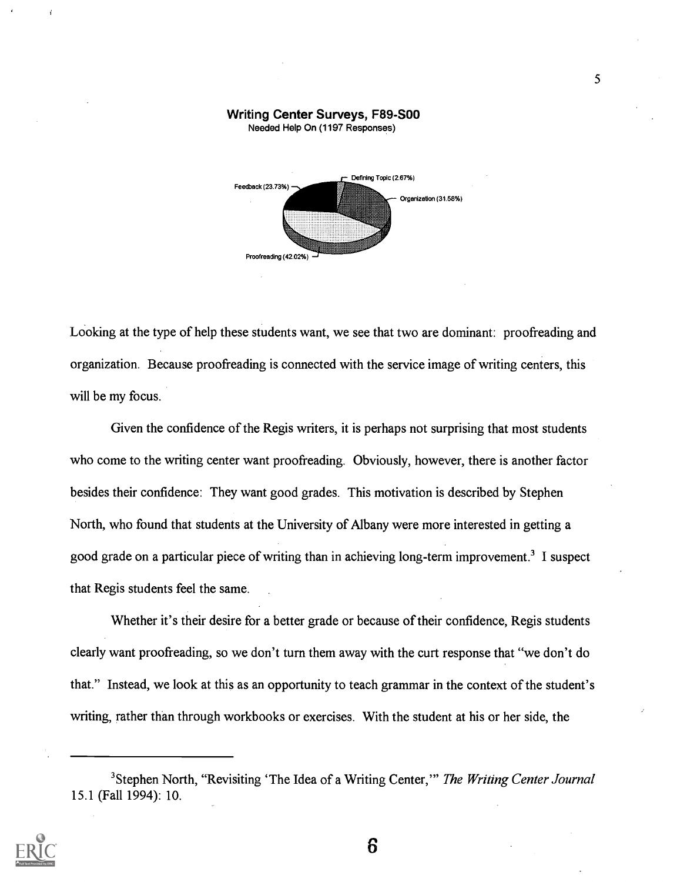**Writing Center Surveys, F89-S00**

Needed Help On (1197 Responses)

Defining Topic (2.67%)

Organization (31.58%)

Feedback (23.73%)

Proofreading (42.02%)

Looking at the type of help these students want, we see that two are dominant: proofreading and organization. Because proofreading is connected with the service image of writing centers, this will be my focus.

Given the confidence of the Regis writers, it is perhaps not surprising that most students who come to the writing center want proofreading. Obviously, however, there is another factor besides their confidence: They want good grades. This motivation is described by Stephen North, who found that students at the University of Albany were more interested in getting a good grade on a particular piece of writing than in achieving long-term improvement.[3] I suspect that Regis students feel the same.

Whether it's their desire for a better grade or because of their confidence, Regis students clearly want proofreading, so we don't turn them away with the curt response that "we don't do that." Instead, we look at this as an opportunity to teach grammar in the context of the student's writing, rather than through workbooks or exercises. With the student at his or her side, the

---

[3]Stephen North, "Revisiting 'The Idea of a Writing Center,'" *The Writing Center Journal* 15.1 (Fall 1994): 10.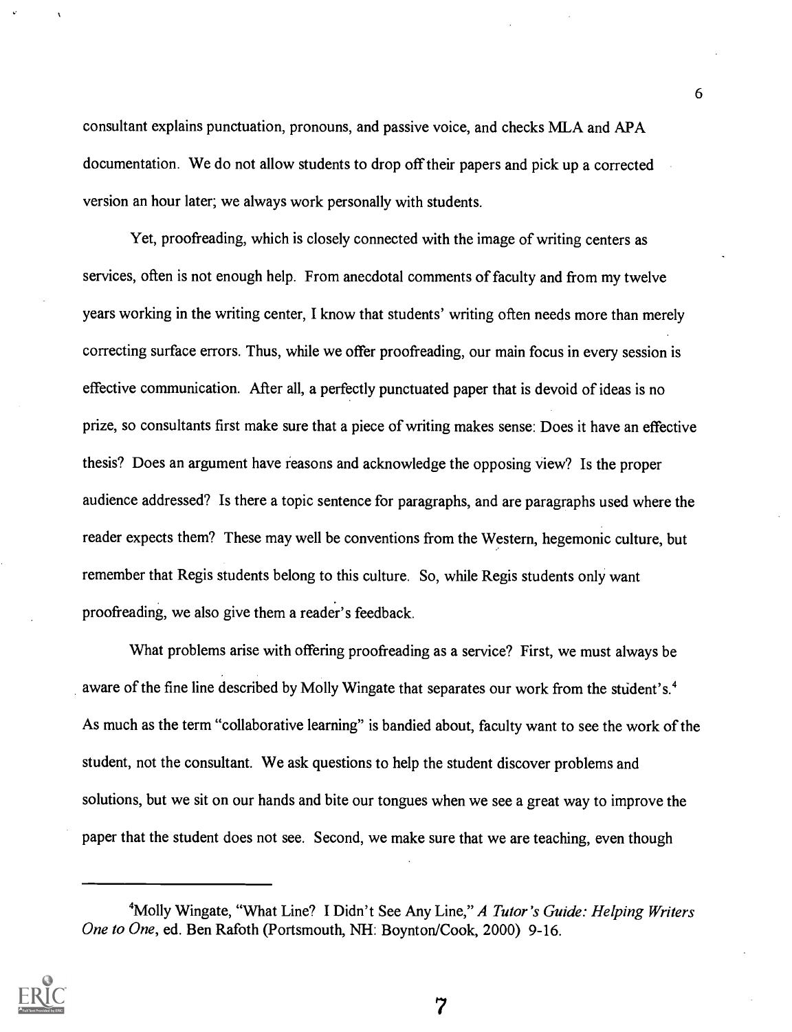consultant explains punctuation, pronouns, and passive voice, and checks MLA and APA documentation. We do not allow students to drop off their papers and pick up a corrected version an hour later; we always work personally with students.

Yet, proofreading, which is closely connected with the image of writing centers as services, often is not enough help. From anecdotal comments of faculty and from my twelve years working in the writing center, I know that students' writing often needs more than merely correcting surface errors. Thus, while we offer proofreading, our main focus in every session is effective communication. After all, a perfectly punctuated paper that is devoid of ideas is no prize, so consultants first make sure that a piece of writing makes sense: Does it have an effective thesis? Does an argument have reasons and acknowledge the opposing view? Is the proper audience addressed? Is there a topic sentence for paragraphs, and are paragraphs used where the reader expects them? These may well be conventions from the Western, hegemonic culture, but remember that Regis students belong to this culture. So, while Regis students only want proofreading, we also give them a reader's feedback.

What problems arise with offering proofreading as a service? First, we must always be aware of the fine line described by Molly Wingate that separates our work from the student's.[4] As much as the term "collaborative learning" is bandied about, faculty want to see the work of the student, not the consultant. We ask questions to help the student discover problems and solutions, but we sit on our hands and bite our tongues when we see a great way to improve the paper that the student does not see. Second, we make sure that we are teaching, even though

---

[4]Molly Wingate, "What Line? I Didn't See Any Line," *A Tutor's Guide: Helping Writers One to One*, ed. Ben Rafoth (Portsmouth, NH: Boynton/Cook, 2000) 9-16.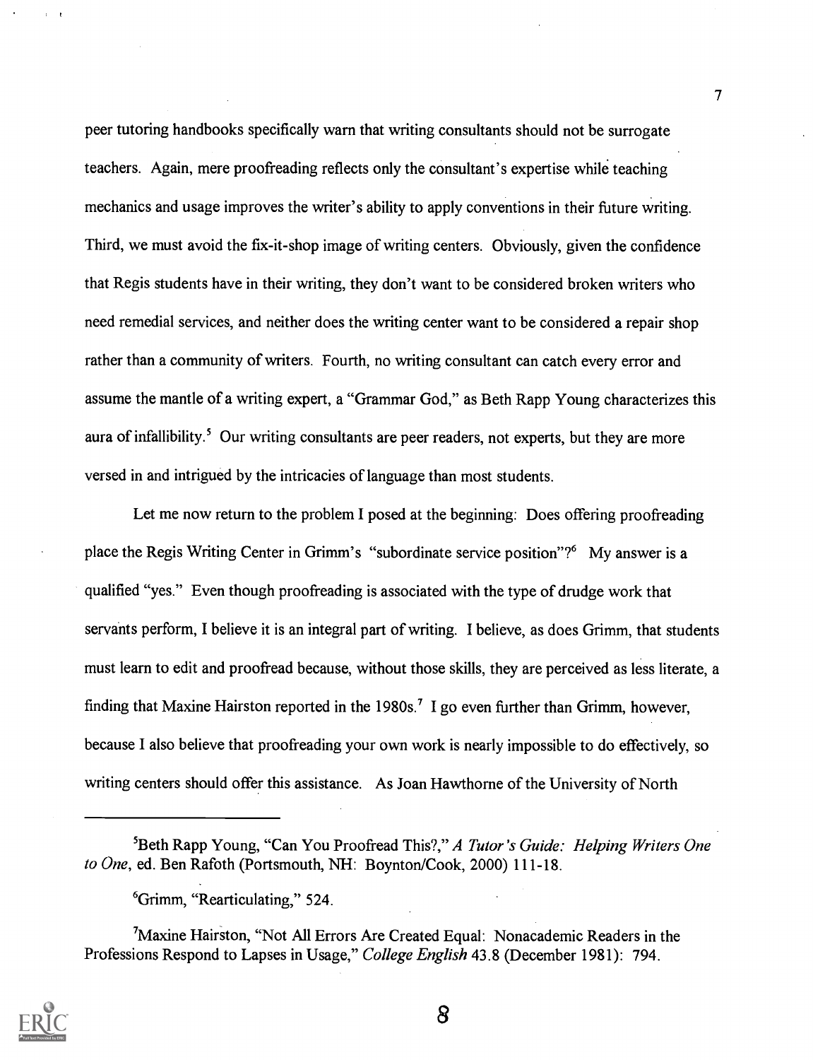peer tutoring handbooks specifically warn that writing consultants should not be surrogate teachers. Again, mere proofreading reflects only the consultant's expertise while teaching mechanics and usage improves the writer's ability to apply conventions in their future writing. Third, we must avoid the fix-it-shop image of writing centers. Obviously, given the confidence that Regis students have in their writing, they don't want to be considered broken writers who need remedial services, and neither does the writing center want to be considered a repair shop rather than a community of writers. Fourth, no writing consultant can catch every error and assume the mantle of a writing expert, a "Grammar God," as Beth Rapp Young characterizes this aura of infallibility.[5] Our writing consultants are peer readers, not experts, but they are more versed in and intrigued by the intricacies of language than most students.

Let me now return to the problem I posed at the beginning: Does offering proofreading place the Regis Writing Center in Grimm's "subordinate service position"?[6] My answer is a qualified "yes." Even though proofreading is associated with the type of drudge work that servants perform, I believe it is an integral part of writing. I believe, as does Grimm, that students must learn to edit and proofread because, without those skills, they are perceived as less literate, a finding that Maxine Hairston reported in the 1980s.[7] I go even further than Grimm, however, because I also believe that proofreading your own work is nearly impossible to do effectively, so writing centers should offer this assistance. As Joan Hawthorne of the University of North

---

[5]Beth Rapp Young, "Can You Proofread This?," *A Tutor's Guide: Helping Writers One to One*, ed. Ben Rafoth (Portsmouth, NH: Boynton/Cook, 2000) 111-18.

[6]Grimm, "Rearticulating," 524.

[7]Maxine Hairston, "Not All Errors Are Created Equal: Nonacademic Readers in the Professions Respond to Lapses in Usage," *College English* 43.8 (December 1981): 794.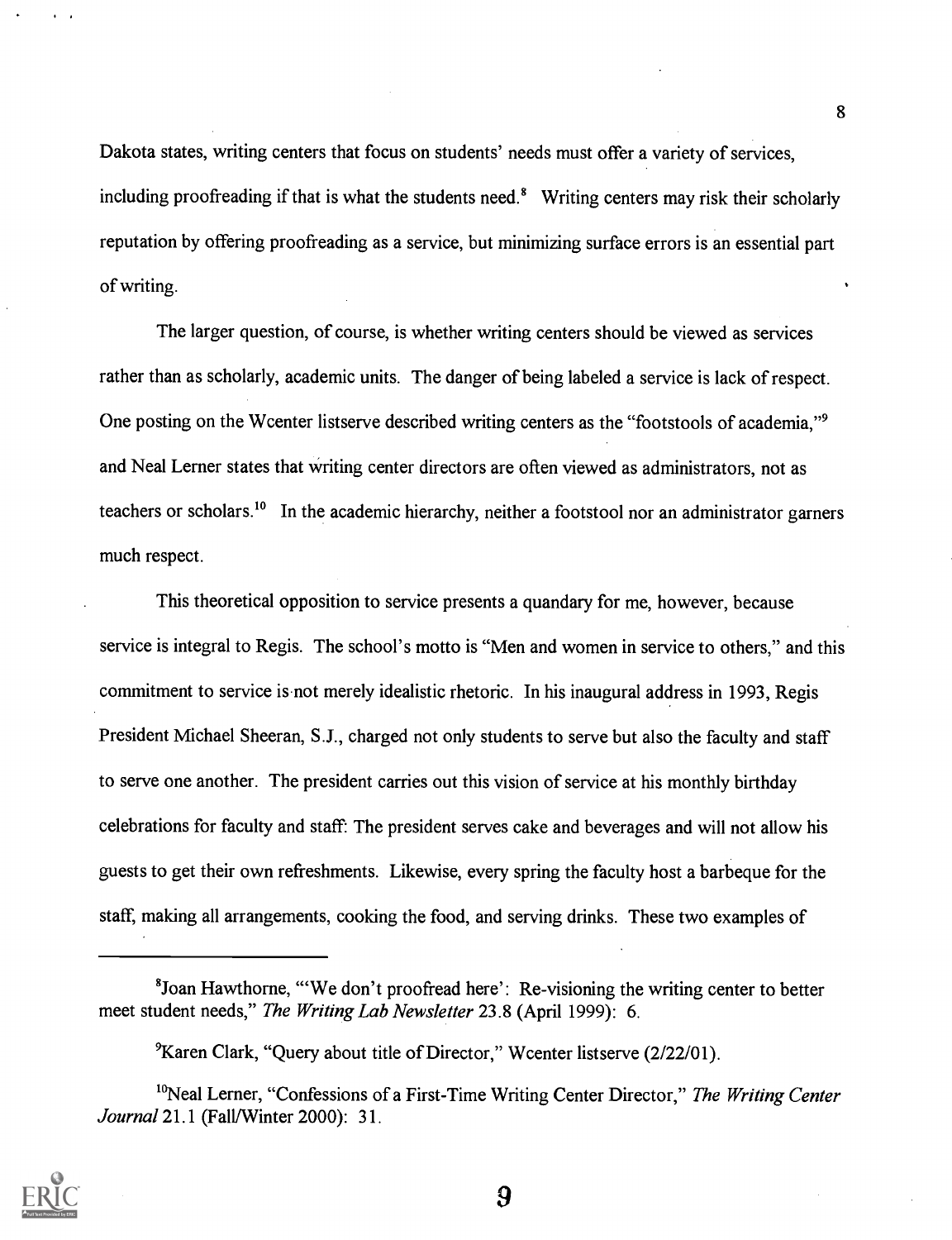Dakota states, writing centers that focus on students' needs must offer a variety of services, including proofreading if that is what the students need.[8] Writing centers may risk their scholarly reputation by offering proofreading as a service, but minimizing surface errors is an essential part of writing.

The larger question, of course, is whether writing centers should be viewed as services rather than as scholarly, academic units. The danger of being labeled a service is lack of respect. One posting on the Wcenter listserve described writing centers as the "footstools of academia,"[9] and Neal Lerner states that writing center directors are often viewed as administrators, not as teachers or scholars.[10] In the academic hierarchy, neither a footstool nor an administrator garners much respect.

This theoretical opposition to service presents a quandary for me, however, because service is integral to Regis. The school's motto is "Men and women in service to others," and this commitment to service is not merely idealistic rhetoric. In his inaugural address in 1993, Regis President Michael Sheeran, S.J., charged not only students to serve but also the faculty and staff to serve one another. The president carries out this vision of service at his monthly birthday celebrations for faculty and staff: The president serves cake and beverages and will not allow his guests to get their own refreshments. Likewise, every spring the faculty host a barbeque for the staff, making all arrangements, cooking the food, and serving drinks. These two examples of

---

[8]Joan Hawthorne, "'We don't proofread here': Re-visioning the writing center to better meet student needs," *The Writing Lab Newsletter* 23.8 (April 1999): 6.

[9]Karen Clark, "Query about title of Director," Wcenter listserve (2/22/01).

[10]Neal Lerner, "Confessions of a First-Time Writing Center Director," *The Writing Center Journal* 21.1 (Fall/Winter 2000): 31.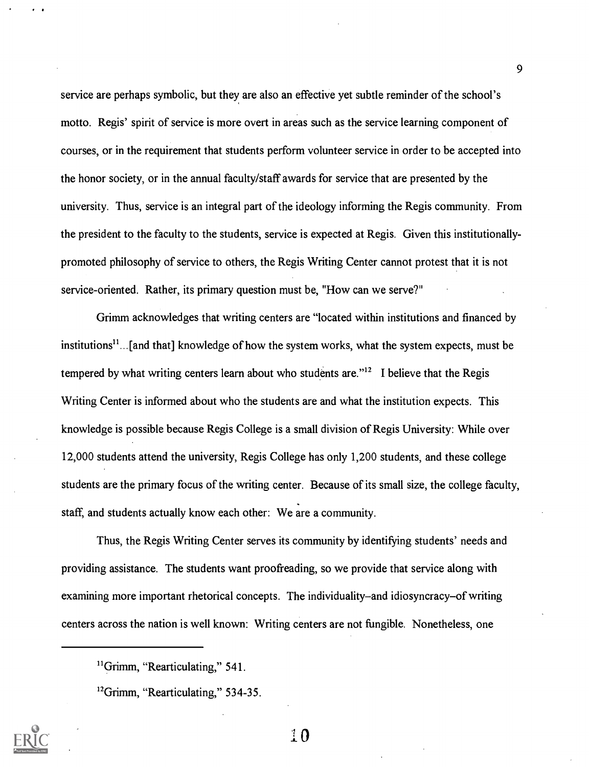service are perhaps symbolic, but they are also an effective yet subtle reminder of the school's motto. Regis' spirit of service is more overt in areas such as the service learning component of courses, or in the requirement that students perform volunteer service in order to be accepted into the honor society, or in the annual faculty/staff awards for service that are presented by the university. Thus, service is an integral part of the ideology informing the Regis community. From the president to the faculty to the students, service is expected at Regis. Given this institutionally-promoted philosophy of service to others, the Regis Writing Center cannot protest that it is not service-oriented. Rather, its primary question must be, "How can we serve?"

Grimm acknowledges that writing centers are "located within institutions and financed by institutions[11]...[and that] knowledge of how the system works, what the system expects, must be tempered by what writing centers learn about who students are."[12] I believe that the Regis Writing Center is informed about who the students are and what the institution expects. This knowledge is possible because Regis College is a small division of Regis University: While over 12,000 students attend the university, Regis College has only 1,200 students, and these college students are the primary focus of the writing center. Because of its small size, the college faculty, staff, and students actually know each other: We are a community.

Thus, the Regis Writing Center serves its community by identifying students' needs and providing assistance. The students want proofreading, so we provide that service along with examining more important rhetorical concepts. The individuality–and idiosyncracy–of writing centers across the nation is well known: Writing centers are not fungible. Nonetheless, one

[11]Grimm, "Rearticulating," 541.

[12]Grimm, "Rearticulating," 534-35.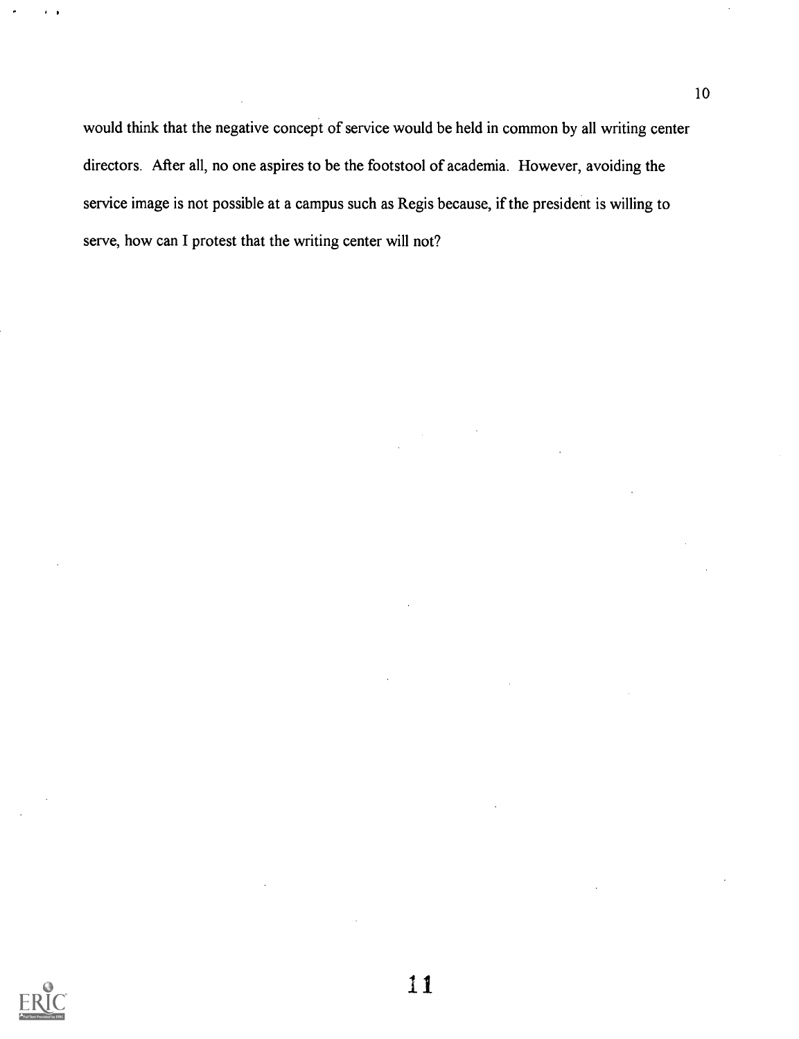would think that the negative concept of service would be held in common by all writing center directors. After all, no one aspires to be the footstool of academia. However, avoiding the service image is not possible at a campus such as Regis because, if the president is willing to serve, how can I protest that the writing center will not?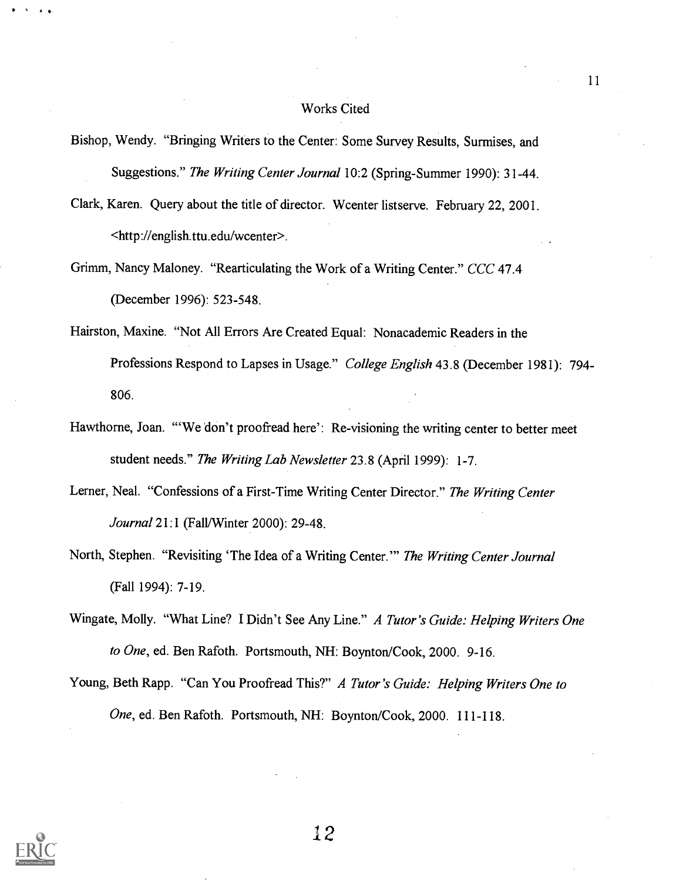# Works Cited

Bishop, Wendy. "Bringing Writers to the Center: Some Survey Results, Surmises, and Suggestions." *The Writing Center Journal* 10:2 (Spring-Summer 1990): 31-44.

Clark, Karen. Query about the title of director. Wcenter listserve. February 22, 2001. <http://english.ttu.edu/wcenter>.

Grimm, Nancy Maloney. "Rearticulating the Work of a Writing Center." *CCC* 47.4 (December 1996): 523-548.

Hairston, Maxine. "Not All Errors Are Created Equal: Nonacademic Readers in the Professions Respond to Lapses in Usage." *College English* 43.8 (December 1981): 794-806.

Hawthorne, Joan. "'We don't proofread here': Re-visioning the writing center to better meet student needs." *The Writing Lab Newsletter* 23.8 (April 1999): 1-7.

Lerner, Neal. "Confessions of a First-Time Writing Center Director." *The Writing Center Journal* 21:1 (Fall/Winter 2000): 29-48.

North, Stephen. "Revisiting 'The Idea of a Writing Center.'" *The Writing Center Journal* (Fall 1994): 7-19.

Wingate, Molly. "What Line? I Didn't See Any Line." *A Tutor's Guide: Helping Writers One to One*, ed. Ben Rafoth. Portsmouth, NH: Boynton/Cook, 2000. 9-16.

Young, Beth Rapp. "Can You Proofread This?" *A Tutor's Guide: Helping Writers One to One*, ed. Ben Rafoth. Portsmouth, NH: Boynton/Cook, 2000. 111-118.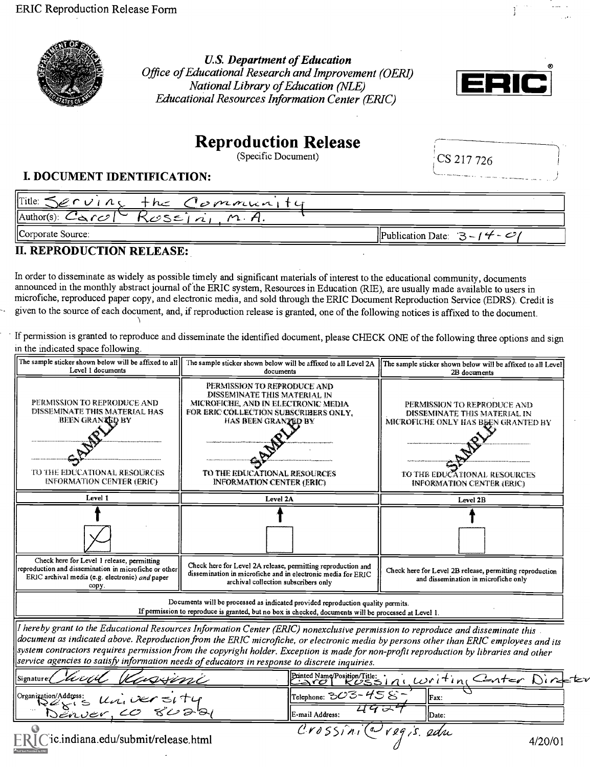ERIC Reproduction Release Form

*U.S. Department of Education*
*Office of Educational Research and Improvement (OERI)*
*National Library of Education (NLE)*
*Educational Resources Information Center (ERIC)*

ERIC®

# Reproduction Release

(Specific Document)

CS 217 726

## I. DOCUMENT IDENTIFICATION:

| | |
|---|---|
| Title: Serving the Community | |
| Author(s): Carol Rossini, M.A. | |
| Corporate Source: | Publication Date: 3-14-01 |

## II. REPRODUCTION RELEASE:

In order to disseminate as widely as possible timely and significant materials of interest to the educational community, documents announced in the monthly abstract journal of the ERIC system, Resources in Education (RIE), are usually made available to users in microfiche, reproduced paper copy, and electronic media, and sold through the ERIC Document Reproduction Service (EDRS). Credit is given to the source of each document, and, if reproduction release is granted, one of the following notices is affixed to the document.

If permission is granted to reproduce and disseminate the identified document, please CHECK ONE of the following three options and sign in the indicated space following.

| The sample sticker shown below will be affixed to all Level 1 documents | The sample sticker shown below will be affixed to all Level 2A documents | The sample sticker shown below will be affixed to all Level 2B documents |
|---|---|---|
| PERMISSION TO REPRODUCE AND DISSEMINATE THIS MATERIAL HAS BEEN GRANTED BY ... SAMPLE ... TO THE EDUCATIONAL RESOURCES INFORMATION CENTER (ERIC) | PERMISSION TO REPRODUCE AND DISSEMINATE THIS MATERIAL IN MICROFICHE, AND IN ELECTRONIC MEDIA FOR ERIC COLLECTION SUBSCRIBERS ONLY, HAS BEEN GRANTED BY ... SAMPLE ... TO THE EDUCATIONAL RESOURCES INFORMATION CENTER (ERIC) | PERMISSION TO REPRODUCE AND DISSEMINATE THIS MATERIAL IN MICROFICHE ONLY HAS BEEN GRANTED BY ... SAMPLE ... TO THE EDUCATIONAL RESOURCES INFORMATION CENTER (ERIC) |
| Level 1 | Level 2A | Level 2B |
| ☑ | ☐ | ☐ |
| Check here for Level 1 release, permitting reproduction and dissemination in microfiche or other ERIC archival media (e.g. electronic) *and* paper copy. | Check here for Level 2A release, permitting reproduction and dissemination in microfiche and in electronic media for ERIC archival collection subscribers only | Check here for Level 2B release, permitting reproduction and dissemination in microfiche only |

Documents will be processed as indicated provided reproduction quality permits.
If permission to reproduce is granted, but no box is checked, documents will be processed at Level 1.

*I hereby grant to the Educational Resources Information Center (ERIC) nonexclusive permission to reproduce and disseminate this document as indicated above. Reproduction from the ERIC microfiche, or electronic media by persons other than ERIC employees and its system contractors requires permission from the copyright holder. Exception is made for non-profit reproduction by libraries and other service agencies to satisfy information needs of educators in response to discrete inquiries.*

| | | |
|---|---|---|
| Signature: Carol Rossini | Printed Name/Position/Title: Carol Rossini, Writing Center Director | |
| Organization/Address: Regis University Denver, CO 80221 | Telephone: 303-458-4924 | Fax: |
| | E-mail Address: Crossini@regis.edu | Date: |

ic.indiana.edu/submit/release.html

4/20/01